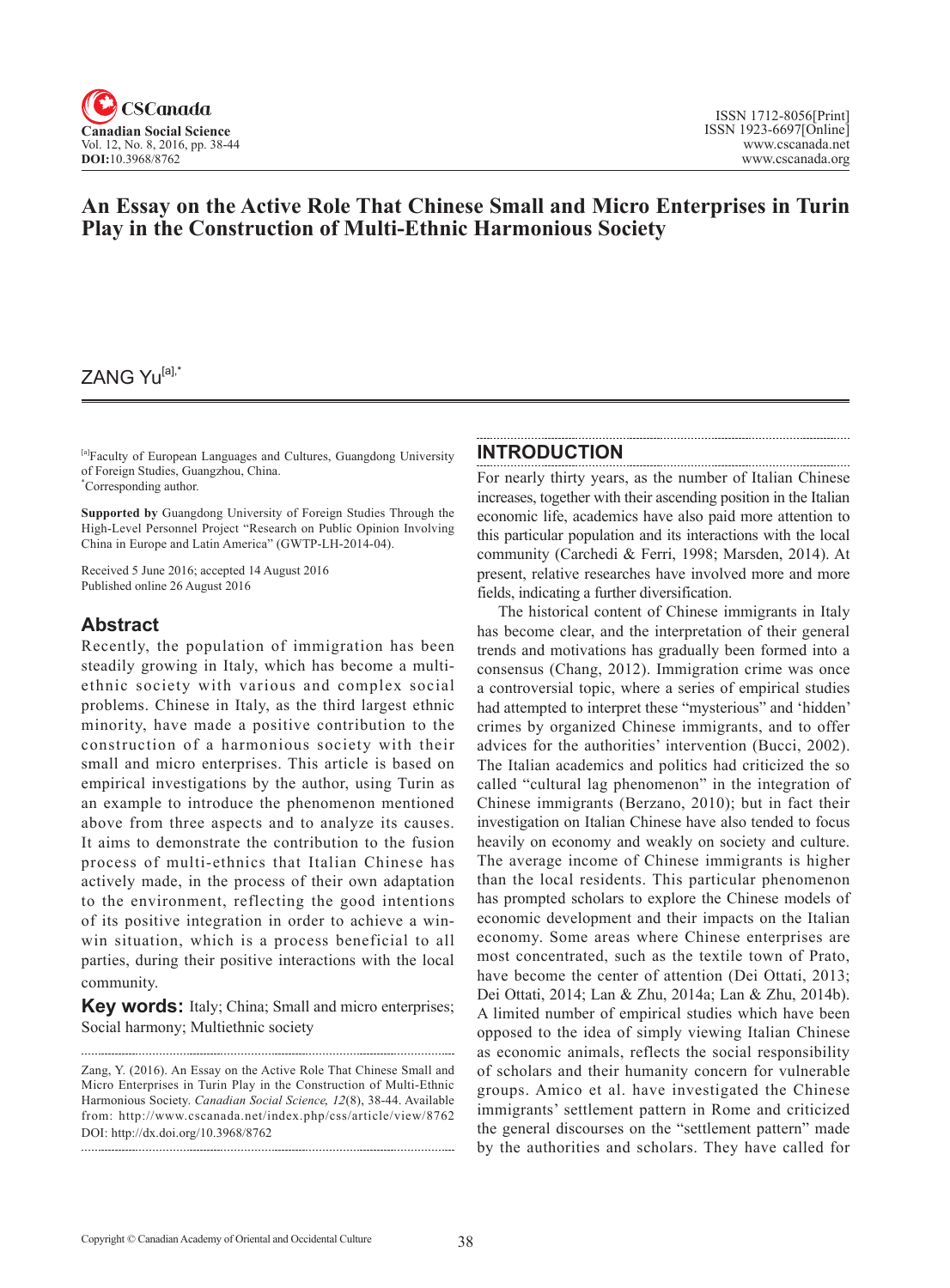# An Essay on the Active Role That Chinese Small and Micro Enterprises in Turin Play in the Construction of Multi-Ethnic Harmonious Society

ZANG Yu[a],*

[a]Faculty of European Languages and Cultures, Guangdong University of Foreign Studies, Guangzhou, China.
*Corresponding author.

**Supported by** Guangdong University of Foreign Studies Through the High-Level Personnel Project "Research on Public Opinion Involving China in Europe and Latin America" (GWTP-LH-2014-04).

Received 5 June 2016; accepted 14 August 2016
Published online 26 August 2016

## Abstract

Recently, the population of immigration has been steadily growing in Italy, which has become a multi-ethnic society with various and complex social problems. Chinese in Italy, as the third largest ethnic minority, have made a positive contribution to the construction of a harmonious society with their small and micro enterprises. This article is based on empirical investigations by the author, using Turin as an example to introduce the phenomenon mentioned above from three aspects and to analyze its causes. It aims to demonstrate the contribution to the fusion process of multi-ethnics that Italian Chinese has actively made, in the process of their own adaptation to the environment, reflecting the good intentions of its positive integration in order to achieve a win-win situation, which is a process beneficial to all parties, during their positive interactions with the local community.

**Key words:** Italy; China; Small and micro enterprises; Social harmony; Multiethnic society

Zang, Y. (2016). An Essay on the Active Role That Chinese Small and Micro Enterprises in Turin Play in the Construction of Multi-Ethnic Harmonious Society. *Canadian Social Science, 12*(8), 38-44. Available from: http://www.cscanada.net/index.php/css/article/view/8762
DOI: http://dx.doi.org/10.3968/8762

## INTRODUCTION

For nearly thirty years, as the number of Italian Chinese increases, together with their ascending position in the Italian economic life, academics have also paid more attention to this particular population and its interactions with the local community (Carchedi & Ferri, 1998; Marsden, 2014). At present, relative researches have involved more and more fields, indicating a further diversification.

The historical content of Chinese immigrants in Italy has become clear, and the interpretation of their general trends and motivations has gradually been formed into a consensus (Chang, 2012). Immigration crime was once a controversial topic, where a series of empirical studies had attempted to interpret these "mysterious" and 'hidden' crimes by organized Chinese immigrants, and to offer advices for the authorities' intervention (Bucci, 2002). The Italian academics and politics had criticized the so called "cultural lag phenomenon" in the integration of Chinese immigrants (Berzano, 2010); but in fact their investigation on Italian Chinese have also tended to focus heavily on economy and weakly on society and culture. The average income of Chinese immigrants is higher than the local residents. This particular phenomenon has prompted scholars to explore the Chinese models of economic development and their impacts on the Italian economy. Some areas where Chinese enterprises are most concentrated, such as the textile town of Prato, have become the center of attention (Dei Ottati, 2013; Dei Ottati, 2014; Lan & Zhu, 2014a; Lan & Zhu, 2014b). A limited number of empirical studies which have been opposed to the idea of simply viewing Italian Chinese as economic animals, reflects the social responsibility of scholars and their humanity concern for vulnerable groups. Amico et al. have investigated the Chinese immigrants' settlement pattern in Rome and criticized the general discourses on the "settlement pattern" made by the authorities and scholars. They have called for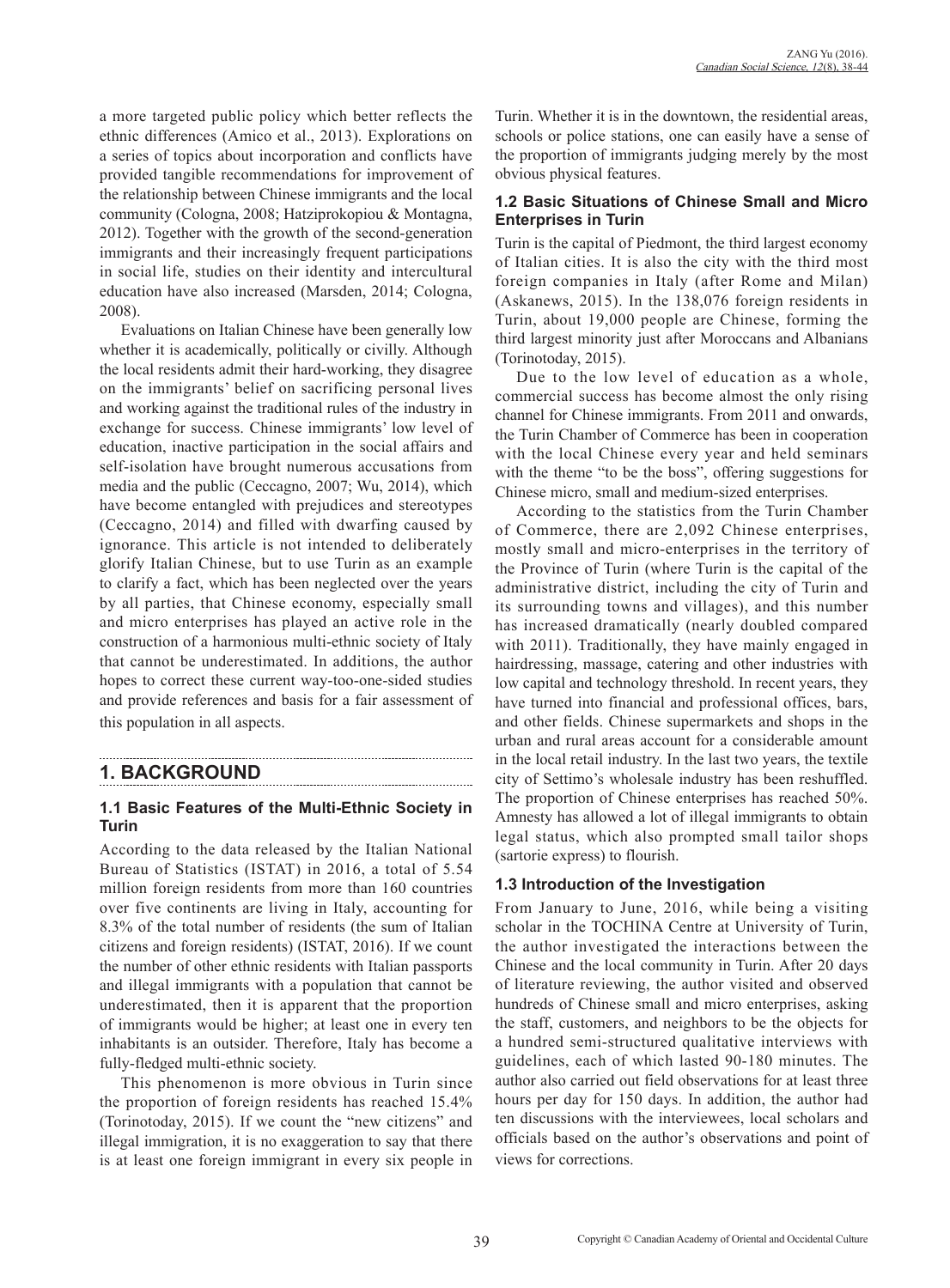a more targeted public policy which better reflects the ethnic differences (Amico et al., 2013). Explorations on a series of topics about incorporation and conflicts have provided tangible recommendations for improvement of the relationship between Chinese immigrants and the local community (Cologna, 2008; Hatziprokopiou & Montagna, 2012). Together with the growth of the second-generation immigrants and their increasingly frequent participations in social life, studies on their identity and intercultural education have also increased (Marsden, 2014; Cologna, 2008).

Evaluations on Italian Chinese have been generally low whether it is academically, politically or civilly. Although the local residents admit their hard-working, they disagree on the immigrants' belief on sacrificing personal lives and working against the traditional rules of the industry in exchange for success. Chinese immigrants' low level of education, inactive participation in the social affairs and self-isolation have brought numerous accusations from media and the public (Ceccagno, 2007; Wu, 2014), which have become entangled with prejudices and stereotypes (Ceccagno, 2014) and filled with dwarfing caused by ignorance. This article is not intended to deliberately glorify Italian Chinese, but to use Turin as an example to clarify a fact, which has been neglected over the years by all parties, that Chinese economy, especially small and micro enterprises has played an active role in the construction of a harmonious multi-ethnic society of Italy that cannot be underestimated. In additions, the author hopes to correct these current way-too-one-sided studies and provide references and basis for a fair assessment of this population in all aspects.

## 1. BACKGROUND

### 1.1 Basic Features of the Multi-Ethnic Society in Turin

According to the data released by the Italian National Bureau of Statistics (ISTAT) in 2016, a total of 5.54 million foreign residents from more than 160 countries over five continents are living in Italy, accounting for 8.3% of the total number of residents (the sum of Italian citizens and foreign residents) (ISTAT, 2016). If we count the number of other ethnic residents with Italian passports and illegal immigrants with a population that cannot be underestimated, then it is apparent that the proportion of immigrants would be higher; at least one in every ten inhabitants is an outsider. Therefore, Italy has become a fully-fledged multi-ethnic society.

This phenomenon is more obvious in Turin since the proportion of foreign residents has reached 15.4% (Torinotoday, 2015). If we count the "new citizens" and illegal immigration, it is no exaggeration to say that there is at least one foreign immigrant in every six people in Turin. Whether it is in the downtown, the residential areas, schools or police stations, one can easily have a sense of the proportion of immigrants judging merely by the most obvious physical features.

### 1.2 Basic Situations of Chinese Small and Micro Enterprises in Turin

Turin is the capital of Piedmont, the third largest economy of Italian cities. It is also the city with the third most foreign companies in Italy (after Rome and Milan) (Askanews, 2015). In the 138,076 foreign residents in Turin, about 19,000 people are Chinese, forming the third largest minority just after Moroccans and Albanians (Torinotoday, 2015).

Due to the low level of education as a whole, commercial success has become almost the only rising channel for Chinese immigrants. From 2011 and onwards, the Turin Chamber of Commerce has been in cooperation with the local Chinese every year and held seminars with the theme "to be the boss", offering suggestions for Chinese micro, small and medium-sized enterprises.

According to the statistics from the Turin Chamber of Commerce, there are 2,092 Chinese enterprises, mostly small and micro-enterprises in the territory of the Province of Turin (where Turin is the capital of the administrative district, including the city of Turin and its surrounding towns and villages), and this number has increased dramatically (nearly doubled compared with 2011). Traditionally, they have mainly engaged in hairdressing, massage, catering and other industries with low capital and technology threshold. In recent years, they have turned into financial and professional offices, bars, and other fields. Chinese supermarkets and shops in the urban and rural areas account for a considerable amount in the local retail industry. In the last two years, the textile city of Settimo's wholesale industry has been reshuffled. The proportion of Chinese enterprises has reached 50%. Amnesty has allowed a lot of illegal immigrants to obtain legal status, which also prompted small tailor shops (sartorie express) to flourish.

### 1.3 Introduction of the Investigation

From January to June, 2016, while being a visiting scholar in the TOCHINA Centre at University of Turin, the author investigated the interactions between the Chinese and the local community in Turin. After 20 days of literature reviewing, the author visited and observed hundreds of Chinese small and micro enterprises, asking the staff, customers, and neighbors to be the objects for a hundred semi-structured qualitative interviews with guidelines, each of which lasted 90-180 minutes. The author also carried out field observations for at least three hours per day for 150 days. In addition, the author had ten discussions with the interviewees, local scholars and officials based on the author's observations and point of views for corrections.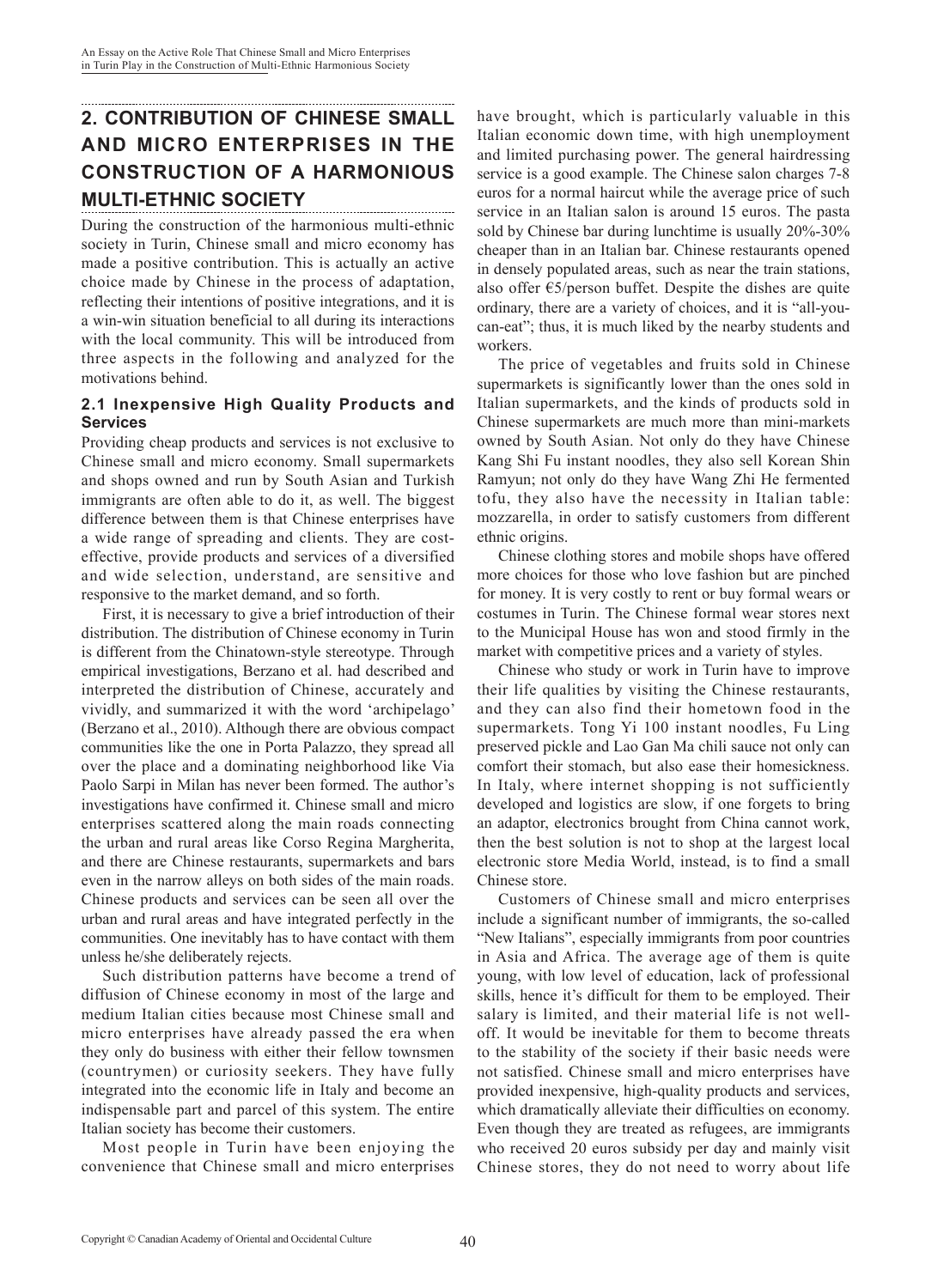## 2. CONTRIBUTION OF CHINESE SMALL AND MICRO ENTERPRISES IN THE CONSTRUCTION OF A HARMONIOUS MULTI-ETHNIC SOCIETY

During the construction of the harmonious multi-ethnic society in Turin, Chinese small and micro economy has made a positive contribution. This is actually an active choice made by Chinese in the process of adaptation, reflecting their intentions of positive integrations, and it is a win-win situation beneficial to all during its interactions with the local community. This will be introduced from three aspects in the following and analyzed for the motivations behind.

### 2.1 Inexpensive High Quality Products and Services

Providing cheap products and services is not exclusive to Chinese small and micro economy. Small supermarkets and shops owned and run by South Asian and Turkish immigrants are often able to do it, as well. The biggest difference between them is that Chinese enterprises have a wide range of spreading and clients. They are cost-effective, provide products and services of a diversified and wide selection, understand, are sensitive and responsive to the market demand, and so forth.

First, it is necessary to give a brief introduction of their distribution. The distribution of Chinese economy in Turin is different from the Chinatown-style stereotype. Through empirical investigations, Berzano et al. had described and interpreted the distribution of Chinese, accurately and vividly, and summarized it with the word 'archipelago' (Berzano et al., 2010). Although there are obvious compact communities like the one in Porta Palazzo, they spread all over the place and a dominating neighborhood like Via Paolo Sarpi in Milan has never been formed. The author's investigations have confirmed it. Chinese small and micro enterprises scattered along the main roads connecting the urban and rural areas like Corso Regina Margherita, and there are Chinese restaurants, supermarkets and bars even in the narrow alleys on both sides of the main roads. Chinese products and services can be seen all over the urban and rural areas and have integrated perfectly in the communities. One inevitably has to have contact with them unless he/she deliberately rejects.

Such distribution patterns have become a trend of diffusion of Chinese economy in most of the large and medium Italian cities because most Chinese small and micro enterprises have already passed the era when they only do business with either their fellow townsmen (countrymen) or curiosity seekers. They have fully integrated into the economic life in Italy and become an indispensable part and parcel of this system. The entire Italian society has become their customers.

Most people in Turin have been enjoying the convenience that Chinese small and micro enterprises have brought, which is particularly valuable in this Italian economic down time, with high unemployment and limited purchasing power. The general hairdressing service is a good example. The Chinese salon charges 7-8 euros for a normal haircut while the average price of such service in an Italian salon is around 15 euros. The pasta sold by Chinese bar during lunchtime is usually 20%-30% cheaper than in an Italian bar. Chinese restaurants opened in densely populated areas, such as near the train stations, also offer €5/person buffet. Despite the dishes are quite ordinary, there are a variety of choices, and it is "all-you-can-eat"; thus, it is much liked by the nearby students and workers.

The price of vegetables and fruits sold in Chinese supermarkets is significantly lower than the ones sold in Italian supermarkets, and the kinds of products sold in Chinese supermarkets are much more than mini-markets owned by South Asian. Not only do they have Chinese Kang Shi Fu instant noodles, they also sell Korean Shin Ramyun; not only do they have Wang Zhi He fermented tofu, they also have the necessity in Italian table: mozzarella, in order to satisfy customers from different ethnic origins.

Chinese clothing stores and mobile shops have offered more choices for those who love fashion but are pinched for money. It is very costly to rent or buy formal wears or costumes in Turin. The Chinese formal wear stores next to the Municipal House has won and stood firmly in the market with competitive prices and a variety of styles.

Chinese who study or work in Turin have to improve their life qualities by visiting the Chinese restaurants, and they can also find their hometown food in the supermarkets. Tong Yi 100 instant noodles, Fu Ling preserved pickle and Lao Gan Ma chili sauce not only can comfort their stomach, but also ease their homesickness. In Italy, where internet shopping is not sufficiently developed and logistics are slow, if one forgets to bring an adaptor, electronics brought from China cannot work, then the best solution is not to shop at the largest local electronic store Media World, instead, is to find a small Chinese store.

Customers of Chinese small and micro enterprises include a significant number of immigrants, the so-called "New Italians", especially immigrants from poor countries in Asia and Africa. The average age of them is quite young, with low level of education, lack of professional skills, hence it's difficult for them to be employed. Their salary is limited, and their material life is not well-off. It would be inevitable for them to become threats to the stability of the society if their basic needs were not satisfied. Chinese small and micro enterprises have provided inexpensive, high-quality products and services, which dramatically alleviate their difficulties on economy. Even though they are treated as refugees, are immigrants who received 20 euros subsidy per day and mainly visit Chinese stores, they do not need to worry about life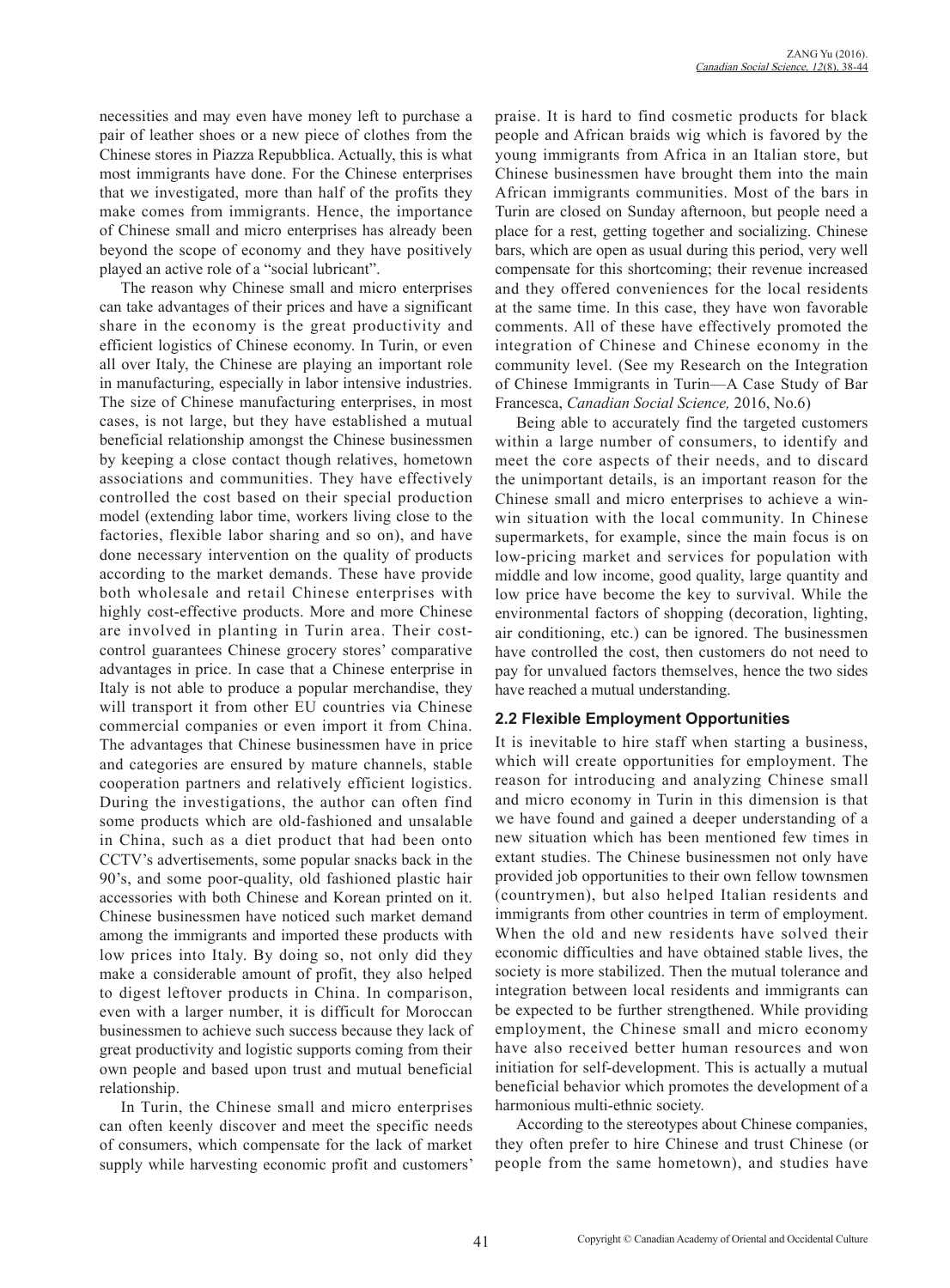necessities and may even have money left to purchase a pair of leather shoes or a new piece of clothes from the Chinese stores in Piazza Repubblica. Actually, this is what most immigrants have done. For the Chinese enterprises that we investigated, more than half of the profits they make comes from immigrants. Hence, the importance of Chinese small and micro enterprises has already been beyond the scope of economy and they have positively played an active role of a "social lubricant".

The reason why Chinese small and micro enterprises can take advantages of their prices and have a significant share in the economy is the great productivity and efficient logistics of Chinese economy. In Turin, or even all over Italy, the Chinese are playing an important role in manufacturing, especially in labor intensive industries. The size of Chinese manufacturing enterprises, in most cases, is not large, but they have established a mutual beneficial relationship amongst the Chinese businessmen by keeping a close contact though relatives, hometown associations and communities. They have effectively controlled the cost based on their special production model (extending labor time, workers living close to the factories, flexible labor sharing and so on), and have done necessary intervention on the quality of products according to the market demands. These have provide both wholesale and retail Chinese enterprises with highly cost-effective products. More and more Chinese are involved in planting in Turin area. Their cost-control guarantees Chinese grocery stores' comparative advantages in price. In case that a Chinese enterprise in Italy is not able to produce a popular merchandise, they will transport it from other EU countries via Chinese commercial companies or even import it from China. The advantages that Chinese businessmen have in price and categories are ensured by mature channels, stable cooperation partners and relatively efficient logistics. During the investigations, the author can often find some products which are old-fashioned and unsalable in China, such as a diet product that had been onto CCTV's advertisements, some popular snacks back in the 90's, and some poor-quality, old fashioned plastic hair accessories with both Chinese and Korean printed on it. Chinese businessmen have noticed such market demand among the immigrants and imported these products with low prices into Italy. By doing so, not only did they make a considerable amount of profit, they also helped to digest leftover products in China. In comparison, even with a larger number, it is difficult for Moroccan businessmen to achieve such success because they lack of great productivity and logistic supports coming from their own people and based upon trust and mutual beneficial relationship.

In Turin, the Chinese small and micro enterprises can often keenly discover and meet the specific needs of consumers, which compensate for the lack of market supply while harvesting economic profit and customers' praise. It is hard to find cosmetic products for black people and African braids wig which is favored by the young immigrants from Africa in an Italian store, but Chinese businessmen have brought them into the main African immigrants communities. Most of the bars in Turin are closed on Sunday afternoon, but people need a place for a rest, getting together and socializing. Chinese bars, which are open as usual during this period, very well compensate for this shortcoming; their revenue increased and they offered conveniences for the local residents at the same time. In this case, they have won favorable comments. All of these have effectively promoted the integration of Chinese and Chinese economy in the community level. (See my Research on the Integration of Chinese Immigrants in Turin—A Case Study of Bar Francesca, *Canadian Social Science,* 2016, No.6)

Being able to accurately find the targeted customers within a large number of consumers, to identify and meet the core aspects of their needs, and to discard the unimportant details, is an important reason for the Chinese small and micro enterprises to achieve a win-win situation with the local community. In Chinese supermarkets, for example, since the main focus is on low-pricing market and services for population with middle and low income, good quality, large quantity and low price have become the key to survival. While the environmental factors of shopping (decoration, lighting, air conditioning, etc.) can be ignored. The businessmen have controlled the cost, then customers do not need to pay for unvalued factors themselves, hence the two sides have reached a mutual understanding.

### 2.2 Flexible Employment Opportunities

It is inevitable to hire staff when starting a business, which will create opportunities for employment. The reason for introducing and analyzing Chinese small and micro economy in Turin in this dimension is that we have found and gained a deeper understanding of a new situation which has been mentioned few times in extant studies. The Chinese businessmen not only have provided job opportunities to their own fellow townsmen (countrymen), but also helped Italian residents and immigrants from other countries in term of employment. When the old and new residents have solved their economic difficulties and have obtained stable lives, the society is more stabilized. Then the mutual tolerance and integration between local residents and immigrants can be expected to be further strengthened. While providing employment, the Chinese small and micro economy have also received better human resources and won initiation for self-development. This is actually a mutual beneficial behavior which promotes the development of a harmonious multi-ethnic society.

According to the stereotypes about Chinese companies, they often prefer to hire Chinese and trust Chinese (or people from the same hometown), and studies have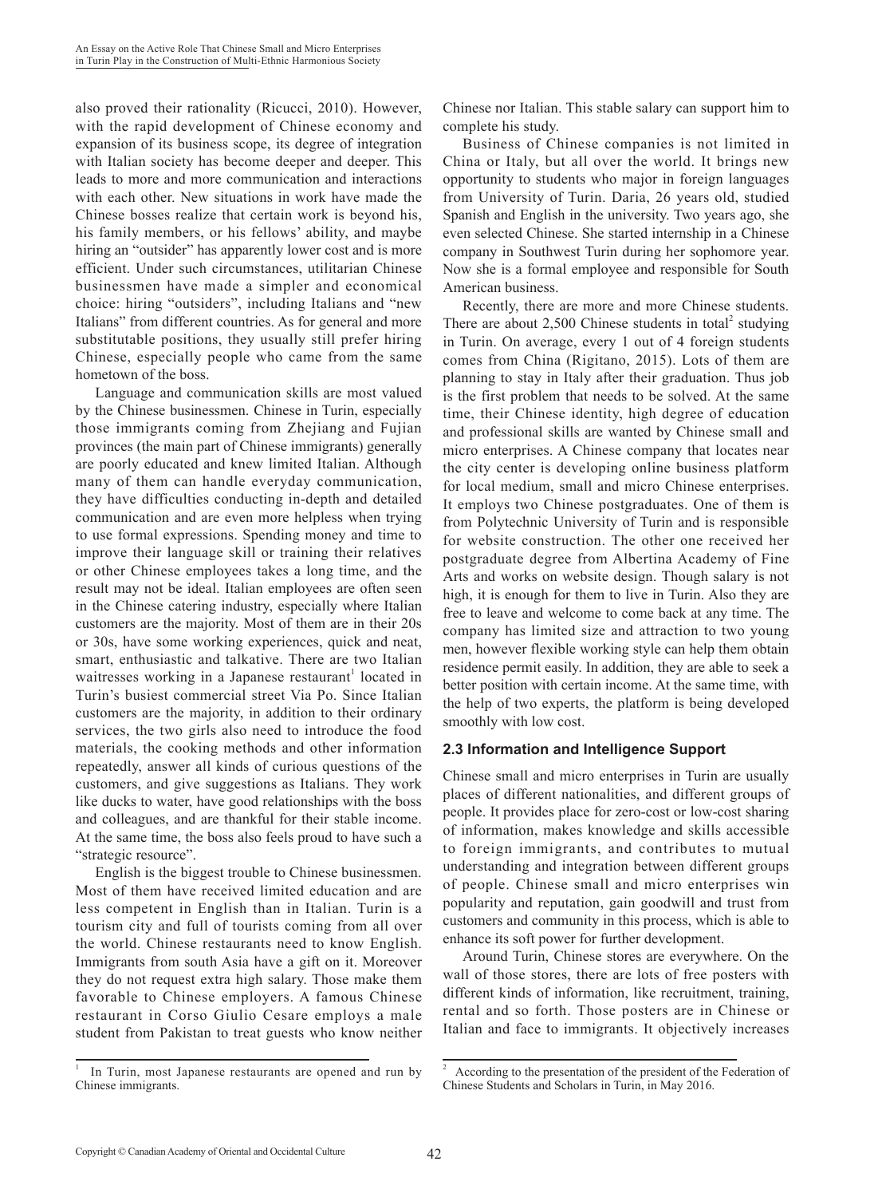also proved their rationality (Ricucci, 2010). However, with the rapid development of Chinese economy and expansion of its business scope, its degree of integration with Italian society has become deeper and deeper. This leads to more and more communication and interactions with each other. New situations in work have made the Chinese bosses realize that certain work is beyond his, his family members, or his fellows' ability, and maybe hiring an "outsider" has apparently lower cost and is more efficient. Under such circumstances, utilitarian Chinese businessmen have made a simpler and economical choice: hiring "outsiders", including Italians and "new Italians" from different countries. As for general and more substitutable positions, they usually still prefer hiring Chinese, especially people who came from the same hometown of the boss.

Language and communication skills are most valued by the Chinese businessmen. Chinese in Turin, especially those immigrants coming from Zhejiang and Fujian provinces (the main part of Chinese immigrants) generally are poorly educated and knew limited Italian. Although many of them can handle everyday communication, they have difficulties conducting in-depth and detailed communication and are even more helpless when trying to use formal expressions. Spending money and time to improve their language skill or training their relatives or other Chinese employees takes a long time, and the result may not be ideal. Italian employees are often seen in the Chinese catering industry, especially where Italian customers are the majority. Most of them are in their 20s or 30s, have some working experiences, quick and neat, smart, enthusiastic and talkative. There are two Italian waitresses working in a Japanese restaurant[1] located in Turin's busiest commercial street Via Po. Since Italian customers are the majority, in addition to their ordinary services, the two girls also need to introduce the food materials, the cooking methods and other information repeatedly, answer all kinds of curious questions of the customers, and give suggestions as Italians. They work like ducks to water, have good relationships with the boss and colleagues, and are thankful for their stable income. At the same time, the boss also feels proud to have such a "strategic resource".

English is the biggest trouble to Chinese businessmen. Most of them have received limited education and are less competent in English than in Italian. Turin is a tourism city and full of tourists coming from all over the world. Chinese restaurants need to know English. Immigrants from south Asia have a gift on it. Moreover they do not request extra high salary. Those make them favorable to Chinese employers. A famous Chinese restaurant in Corso Giulio Cesare employs a male student from Pakistan to treat guests who know neither Chinese nor Italian. This stable salary can support him to complete his study.

Business of Chinese companies is not limited in China or Italy, but all over the world. It brings new opportunity to students who major in foreign languages from University of Turin. Daria, 26 years old, studied Spanish and English in the university. Two years ago, she even selected Chinese. She started internship in a Chinese company in Southwest Turin during her sophomore year. Now she is a formal employee and responsible for South American business.

Recently, there are more and more Chinese students. There are about 2,500 Chinese students in total[2] studying in Turin. On average, every 1 out of 4 foreign students comes from China (Rigitano, 2015). Lots of them are planning to stay in Italy after their graduation. Thus job is the first problem that needs to be solved. At the same time, their Chinese identity, high degree of education and professional skills are wanted by Chinese small and micro enterprises. A Chinese company that locates near the city center is developing online business platform for local medium, small and micro Chinese enterprises. It employs two Chinese postgraduates. One of them is from Polytechnic University of Turin and is responsible for website construction. The other one received her postgraduate degree from Albertina Academy of Fine Arts and works on website design. Though salary is not high, it is enough for them to live in Turin. Also they are free to leave and welcome to come back at any time. The company has limited size and attraction to two young men, however flexible working style can help them obtain residence permit easily. In addition, they are able to seek a better position with certain income. At the same time, with the help of two experts, the platform is being developed smoothly with low cost.

### 2.3 Information and Intelligence Support

Chinese small and micro enterprises in Turin are usually places of different nationalities, and different groups of people. It provides place for zero-cost or low-cost sharing of information, makes knowledge and skills accessible to foreign immigrants, and contributes to mutual understanding and integration between different groups of people. Chinese small and micro enterprises win popularity and reputation, gain goodwill and trust from customers and community in this process, which is able to enhance its soft power for further development.

Around Turin, Chinese stores are everywhere. On the wall of those stores, there are lots of free posters with different kinds of information, like recruitment, training, rental and so forth. Those posters are in Chinese or Italian and face to immigrants. It objectively increases

[1] In Turin, most Japanese restaurants are opened and run by Chinese immigrants.

[2] According to the presentation of the president of the Federation of Chinese Students and Scholars in Turin, in May 2016.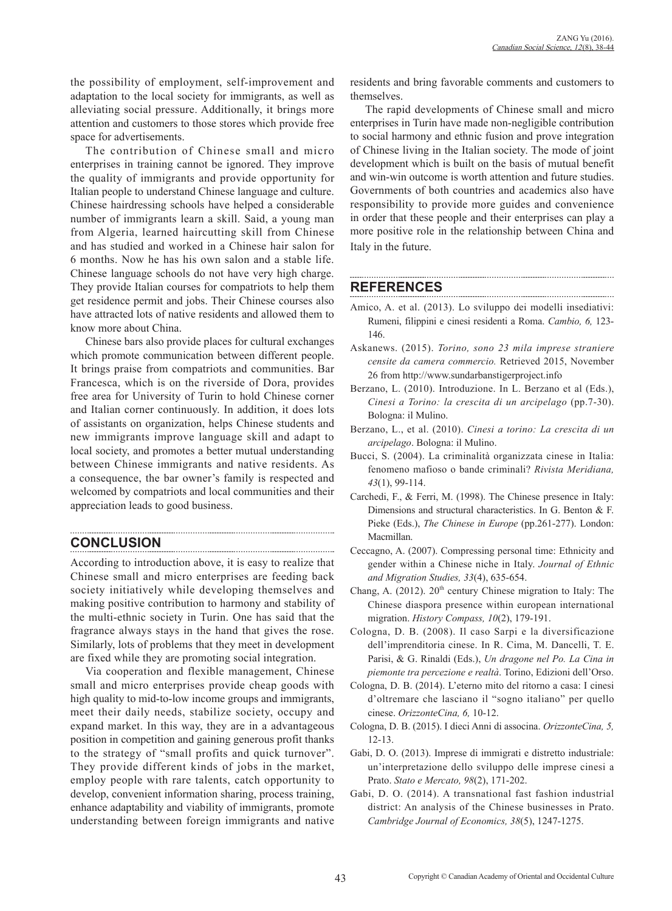the possibility of employment, self-improvement and adaptation to the local society for immigrants, as well as alleviating social pressure. Additionally, it brings more attention and customers to those stores which provide free space for advertisements.

The contribution of Chinese small and micro enterprises in training cannot be ignored. They improve the quality of immigrants and provide opportunity for Italian people to understand Chinese language and culture. Chinese hairdressing schools have helped a considerable number of immigrants learn a skill. Said, a young man from Algeria, learned haircutting skill from Chinese and has studied and worked in a Chinese hair salon for 6 months. Now he has his own salon and a stable life. Chinese language schools do not have very high charge. They provide Italian courses for compatriots to help them get residence permit and jobs. Their Chinese courses also have attracted lots of native residents and allowed them to know more about China.

Chinese bars also provide places for cultural exchanges which promote communication between different people. It brings praise from compatriots and communities. Bar Francesca, which is on the riverside of Dora, provides free area for University of Turin to hold Chinese corner and Italian corner continuously. In addition, it does lots of assistants on organization, helps Chinese students and new immigrants improve language skill and adapt to local society, and promotes a better mutual understanding between Chinese immigrants and native residents. As a consequence, the bar owner's family is respected and welcomed by compatriots and local communities and their appreciation leads to good business.

## CONCLUSION

According to introduction above, it is easy to realize that Chinese small and micro enterprises are feeding back society initiatively while developing themselves and making positive contribution to harmony and stability of the multi-ethnic society in Turin. One has said that the fragrance always stays in the hand that gives the rose. Similarly, lots of problems that they meet in development are fixed while they are promoting social integration.

Via cooperation and flexible management, Chinese small and micro enterprises provide cheap goods with high quality to mid-to-low income groups and immigrants, meet their daily needs, stabilize society, occupy and expand market. In this way, they are in a advantageous position in competition and gaining generous profit thanks to the strategy of "small profits and quick turnover". They provide different kinds of jobs in the market, employ people with rare talents, catch opportunity to develop, convenient information sharing, process training, enhance adaptability and viability of immigrants, promote understanding between foreign immigrants and native residents and bring favorable comments and customers to themselves.

The rapid developments of Chinese small and micro enterprises in Turin have made non-negligible contribution to social harmony and ethnic fusion and prove integration of Chinese living in the Italian society. The mode of joint development which is built on the basis of mutual benefit and win-win outcome is worth attention and future studies. Governments of both countries and academics also have responsibility to provide more guides and convenience in order that these people and their enterprises can play a more positive role in the relationship between China and Italy in the future.

## REFERENCES

Amico, A. et al. (2013). Lo sviluppo dei modelli insediativi: Rumeni, filippini e cinesi residenti a Roma. *Cambio, 6,* 123-146.

Askanews. (2015). *Torino, sono 23 mila imprese straniere censite da camera commercio.* Retrieved 2015, November 26 from http://www.sundarbanstigerproject.info

Berzano, L. (2010). Introduzione. In L. Berzano et al (Eds.), *Cinesi a Torino: la crescita di un arcipelago* (pp.7-30). Bologna: il Mulino.

Berzano, L., et al. (2010). *Cinesi a torino: La crescita di un arcipelago*. Bologna: il Mulino.

Bucci, S. (2004). La criminalità organizzata cinese in Italia: fenomeno mafioso o bande criminali? *Rivista Meridiana, 43*(1), 99-114.

Carchedi, F., & Ferri, M. (1998). The Chinese presence in Italy: Dimensions and structural characteristics. In G. Benton & F. Pieke (Eds.), *The Chinese in Europe* (pp.261-277). London: Macmillan.

Ceccagno, A. (2007). Compressing personal time: Ethnicity and gender within a Chinese niche in Italy. *Journal of Ethnic and Migration Studies, 33*(4), 635-654.

Chang, A. (2012). 20th century Chinese migration to Italy: The Chinese diaspora presence within european international migration. *History Compass, 10*(2), 179-191.

Cologna, D. B. (2008). Il caso Sarpi e la diversificazione dell'imprenditoria cinese. In R. Cima, M. Dancelli, T. E. Parisi, & G. Rinaldi (Eds.), *Un dragone nel Po. La Cina in piemonte tra percezione e realtà*. Torino, Edizioni dell'Orso.

Cologna, D. B. (2014). L'eterno mito del ritorno a casa: I cinesi d'oltremare che lasciano il "sogno italiano" per quello cinese. *OrizzonteCina, 6,* 10-12.

Cologna, D. B. (2015). I dieci Anni di associna. *OrizzonteCina, 5,* 12-13.

Gabi, D. O. (2013). Imprese di immigrati e distretto industriale: un'interpretazione dello sviluppo delle imprese cinesi a Prato. *Stato e Mercato, 98*(2), 171-202.

Gabi, D. O. (2014). A transnational fast fashion industrial district: An analysis of the Chinese businesses in Prato. *Cambridge Journal of Economics, 38*(5), 1247-1275.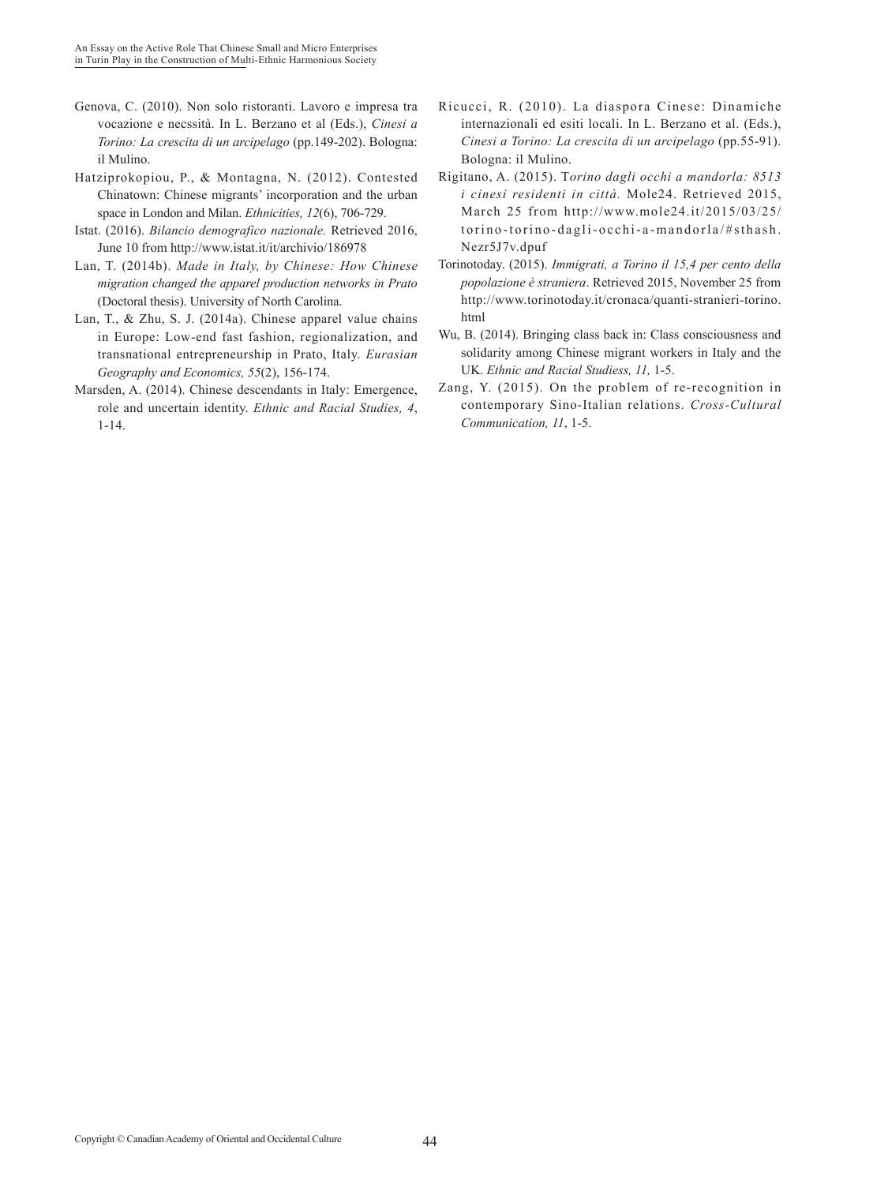Genova, C. (2010). Non solo ristoranti. Lavoro e impresa tra vocazione e necssità. In L. Berzano et al (Eds.), *Cinesi a Torino: La crescita di un arcipelago* (pp.149-202). Bologna: il Mulino.

Hatziprokopiou, P., & Montagna, N. (2012). Contested Chinatown: Chinese migrants' incorporation and the urban space in London and Milan. *Ethnicities, 12*(6), 706-729.

Istat. (2016). *Bilancio demografico nazionale.* Retrieved 2016, June 10 from http://www.istat.it/it/archivio/186978

Lan, T. (2014b). *Made in Italy, by Chinese: How Chinese migration changed the apparel production networks in Prato* (Doctoral thesis). University of North Carolina.

Lan, T., & Zhu, S. J. (2014a). Chinese apparel value chains in Europe: Low-end fast fashion, regionalization, and transnational entrepreneurship in Prato, Italy. *Eurasian Geography and Economics, 55*(2), 156-174.

Marsden, A. (2014). Chinese descendants in Italy: Emergence, role and uncertain identity. *Ethnic and Racial Studies, 4*, 1-14.

Ricucci, R. (2010). La diaspora Cinese: Dinamiche internazionali ed esiti locali. In L. Berzano et al. (Eds.), *Cinesi a Torino: La crescita di un arcipelago* (pp.55-91). Bologna: il Mulino.

Rigitano, A. (2015). T*orino dagli occhi a mandorla: 8513 i cinesi residenti in città.* Mole24. Retrieved 2015, March 25 from http://www.mole24.it/2015/03/25/torino-torino-dagli-occhi-a-mandorla/#sthash.Nezr5J7v.dpuf

Torinotoday. (2015). *Immigrati, a Torino il 15,4 per cento della popolazione è straniera*. Retrieved 2015, November 25 from http://www.torinotoday.it/cronaca/quanti-stranieri-torino.html

Wu, B. (2014). Bringing class back in: Class consciousness and solidarity among Chinese migrant workers in Italy and the UK. *Ethnic and Racial Studiess, 11,* 1-5.

Zang, Y. (2015). On the problem of re-recognition in contemporary Sino-Italian relations. *Cross-Cultural Communication, 11*, 1-5.